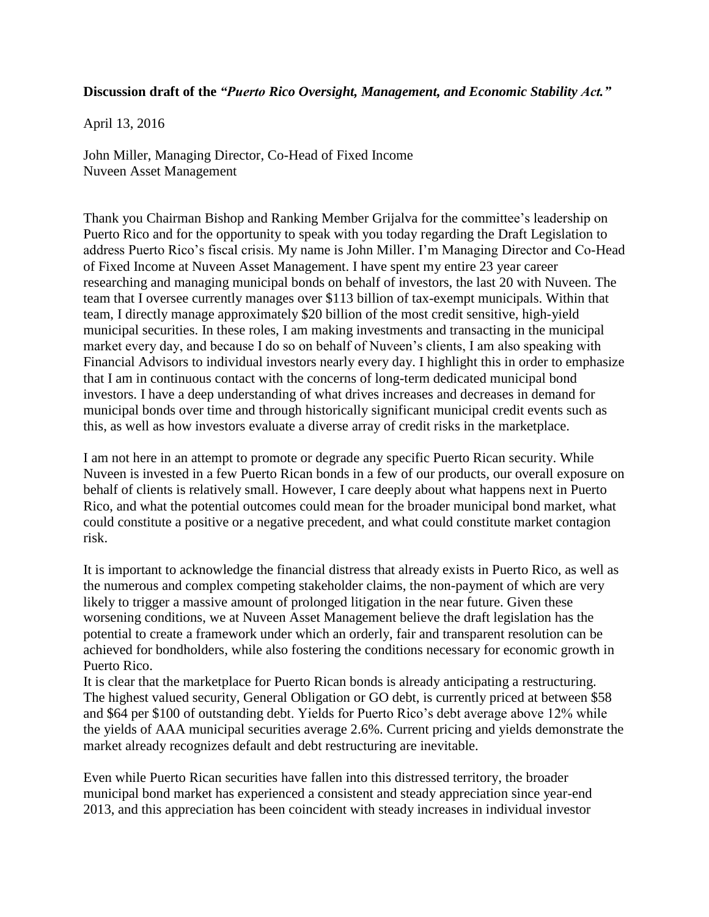**Discussion draft of the *"Puerto Rico Oversight, Management, and Economic Stability Act."***

April 13, 2016

John Miller, Managing Director, Co-Head of Fixed Income
Nuveen Asset Management

Thank you Chairman Bishop and Ranking Member Grijalva for the committee's leadership on Puerto Rico and for the opportunity to speak with you today regarding the Draft Legislation to address Puerto Rico's fiscal crisis. My name is John Miller. I'm Managing Director and Co-Head of Fixed Income at Nuveen Asset Management. I have spent my entire 23 year career researching and managing municipal bonds on behalf of investors, the last 20 with Nuveen. The team that I oversee currently manages over $113 billion of tax-exempt municipals. Within that team, I directly manage approximately $20 billion of the most credit sensitive, high-yield municipal securities. In these roles, I am making investments and transacting in the municipal market every day, and because I do so on behalf of Nuveen's clients, I am also speaking with Financial Advisors to individual investors nearly every day. I highlight this in order to emphasize that I am in continuous contact with the concerns of long-term dedicated municipal bond investors. I have a deep understanding of what drives increases and decreases in demand for municipal bonds over time and through historically significant municipal credit events such as this, as well as how investors evaluate a diverse array of credit risks in the marketplace.

I am not here in an attempt to promote or degrade any specific Puerto Rican security. While Nuveen is invested in a few Puerto Rican bonds in a few of our products, our overall exposure on behalf of clients is relatively small. However, I care deeply about what happens next in Puerto Rico, and what the potential outcomes could mean for the broader municipal bond market, what could constitute a positive or a negative precedent, and what could constitute market contagion risk.

It is important to acknowledge the financial distress that already exists in Puerto Rico, as well as the numerous and complex competing stakeholder claims, the non-payment of which are very likely to trigger a massive amount of prolonged litigation in the near future. Given these worsening conditions, we at Nuveen Asset Management believe the draft legislation has the potential to create a framework under which an orderly, fair and transparent resolution can be achieved for bondholders, while also fostering the conditions necessary for economic growth in Puerto Rico.

It is clear that the marketplace for Puerto Rican bonds is already anticipating a restructuring. The highest valued security, General Obligation or GO debt, is currently priced at between $58 and $64 per $100 of outstanding debt. Yields for Puerto Rico's debt average above 12% while the yields of AAA municipal securities average 2.6%. Current pricing and yields demonstrate the market already recognizes default and debt restructuring are inevitable.

Even while Puerto Rican securities have fallen into this distressed territory, the broader municipal bond market has experienced a consistent and steady appreciation since year-end 2013, and this appreciation has been coincident with steady increases in individual investor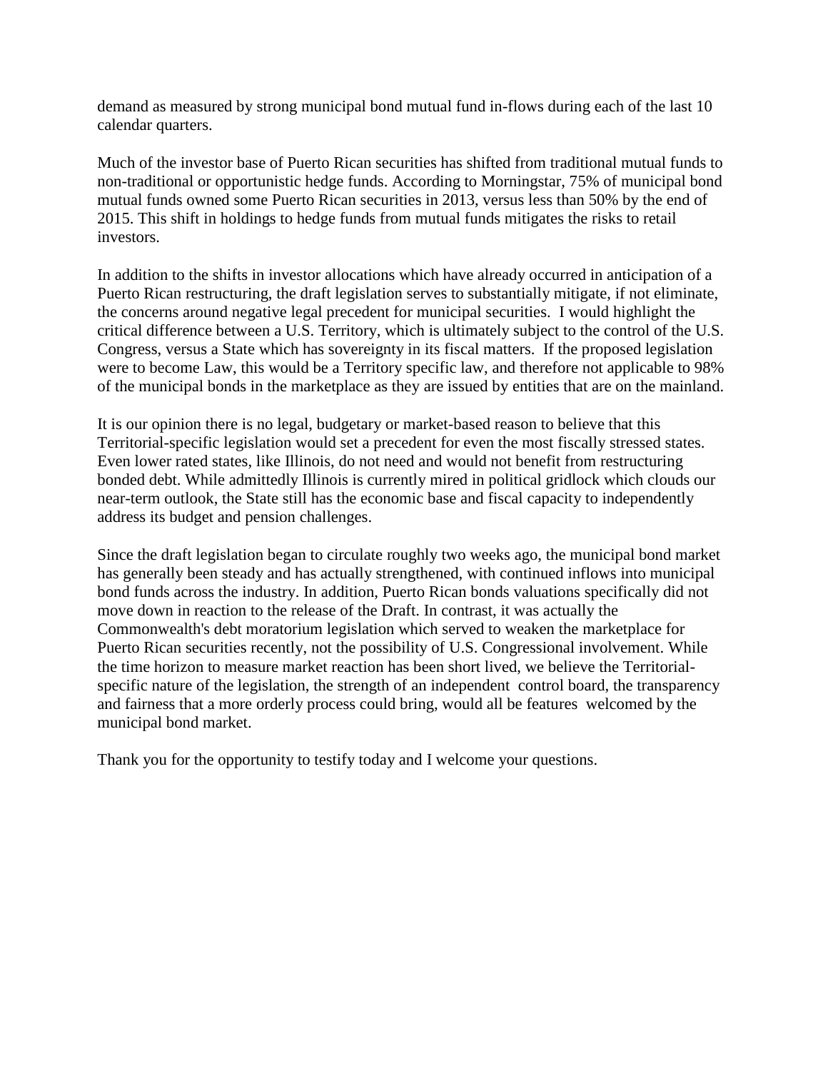demand as measured by strong municipal bond mutual fund in-flows during each of the last 10 calendar quarters.

Much of the investor base of Puerto Rican securities has shifted from traditional mutual funds to non-traditional or opportunistic hedge funds. According to Morningstar, 75% of municipal bond mutual funds owned some Puerto Rican securities in 2013, versus less than 50% by the end of 2015. This shift in holdings to hedge funds from mutual funds mitigates the risks to retail investors.

In addition to the shifts in investor allocations which have already occurred in anticipation of a Puerto Rican restructuring, the draft legislation serves to substantially mitigate, if not eliminate, the concerns around negative legal precedent for municipal securities. I would highlight the critical difference between a U.S. Territory, which is ultimately subject to the control of the U.S. Congress, versus a State which has sovereignty in its fiscal matters. If the proposed legislation were to become Law, this would be a Territory specific law, and therefore not applicable to 98% of the municipal bonds in the marketplace as they are issued by entities that are on the mainland.

It is our opinion there is no legal, budgetary or market-based reason to believe that this Territorial-specific legislation would set a precedent for even the most fiscally stressed states. Even lower rated states, like Illinois, do not need and would not benefit from restructuring bonded debt. While admittedly Illinois is currently mired in political gridlock which clouds our near-term outlook, the State still has the economic base and fiscal capacity to independently address its budget and pension challenges.

Since the draft legislation began to circulate roughly two weeks ago, the municipal bond market has generally been steady and has actually strengthened, with continued inflows into municipal bond funds across the industry. In addition, Puerto Rican bonds valuations specifically did not move down in reaction to the release of the Draft. In contrast, it was actually the Commonwealth's debt moratorium legislation which served to weaken the marketplace for Puerto Rican securities recently, not the possibility of U.S. Congressional involvement. While the time horizon to measure market reaction has been short lived, we believe the Territorial-specific nature of the legislation, the strength of an independent control board, the transparency and fairness that a more orderly process could bring, would all be features welcomed by the municipal bond market.

Thank you for the opportunity to testify today and I welcome your questions.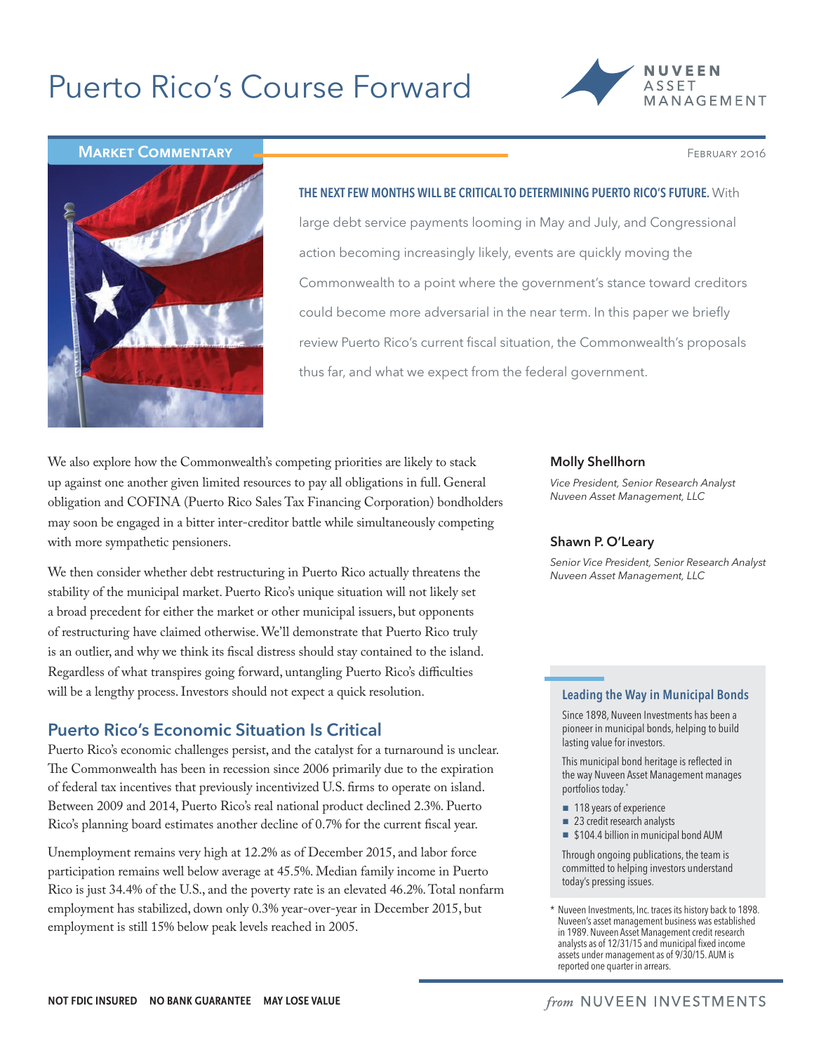# Puerto Rico's Course Forward

NUVEEN ASSET MANAGEMENT

**Market Commentary**

February 2016

**THE NEXT FEW MONTHS WILL BE CRITICAL TO DETERMINING PUERTO RICO'S FUTURE.** With large debt service payments looming in May and July, and Congressional action becoming increasingly likely, events are quickly moving the Commonwealth to a point where the government's stance toward creditors could become more adversarial in the near term. In this paper we briefly review Puerto Rico's current fiscal situation, the Commonwealth's proposals thus far, and what we expect from the federal government.

We also explore how the Commonwealth's competing priorities are likely to stack up against one another given limited resources to pay all obligations in full. General obligation and COFINA (Puerto Rico Sales Tax Financing Corporation) bondholders may soon be engaged in a bitter inter-creditor battle while simultaneously competing with more sympathetic pensioners.

We then consider whether debt restructuring in Puerto Rico actually threatens the stability of the municipal market. Puerto Rico's unique situation will not likely set a broad precedent for either the market or other municipal issuers, but opponents of restructuring have claimed otherwise. We'll demonstrate that Puerto Rico truly is an outlier, and why we think its fiscal distress should stay contained to the island. Regardless of what transpires going forward, untangling Puerto Rico's difficulties will be a lengthy process. Investors should not expect a quick resolution.

**Molly Shellhorn**
*Vice President, Senior Research Analyst*
*Nuveen Asset Management, LLC*

**Shawn P. O'Leary**
*Senior Vice President, Senior Research Analyst*
*Nuveen Asset Management, LLC*

## Puerto Rico's Economic Situation Is Critical

Puerto Rico's economic challenges persist, and the catalyst for a turnaround is unclear. The Commonwealth has been in recession since 2006 primarily due to the expiration of federal tax incentives that previously incentivized U.S. firms to operate on island. Between 2009 and 2014, Puerto Rico's real national product declined 2.3%. Puerto Rico's planning board estimates another decline of 0.7% for the current fiscal year.

Unemployment remains very high at 12.2% as of December 2015, and labor force participation remains well below average at 45.5%. Median family income in Puerto Rico is just 34.4% of the U.S., and the poverty rate is an elevated 46.2%. Total nonfarm employment has stabilized, down only 0.3% year-over-year in December 2015, but employment is still 15% below peak levels reached in 2005.

### Leading the Way in Municipal Bonds

Since 1898, Nuveen Investments has been a pioneer in municipal bonds, helping to build lasting value for investors.

This municipal bond heritage is reflected in the way Nuveen Asset Management manages portfolios today.*

- 118 years of experience
- 23 credit research analysts
- $104.4 billion in municipal bond AUM

Through ongoing publications, the team is committed to helping investors understand today's pressing issues.

\* Nuveen Investments, Inc. traces its history back to 1898. Nuveen's asset management business was established in 1989. Nuveen Asset Management credit research analysts as of 12/31/15 and municipal fixed income assets under management as of 9/30/15. AUM is reported one quarter in arrears.

NOT FDIC INSURED NO BANK GUARANTEE MAY LOSE VALUE

*from* NUVEEN INVESTMENTS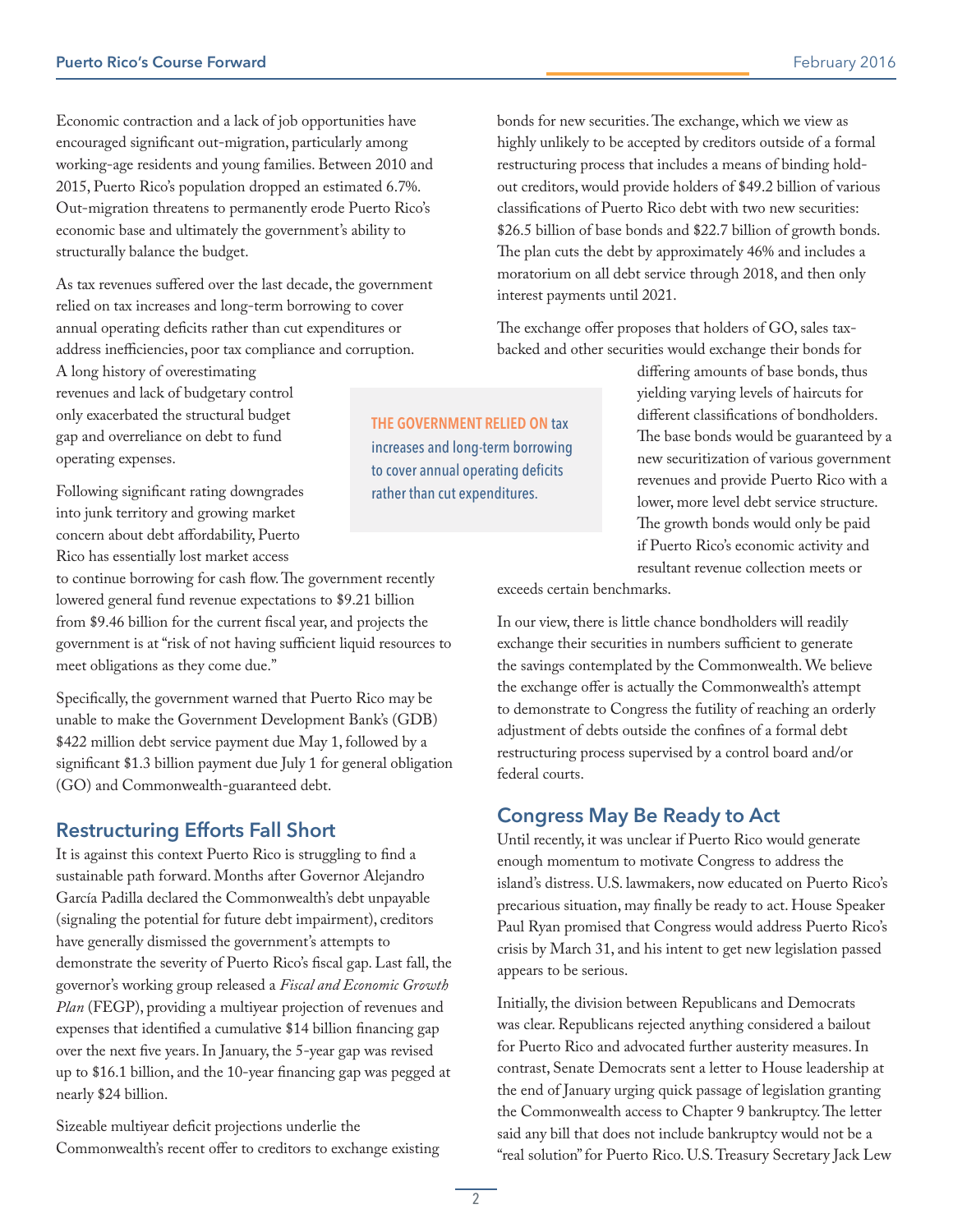Economic contraction and a lack of job opportunities have encouraged significant out-migration, particularly among working-age residents and young families. Between 2010 and 2015, Puerto Rico's population dropped an estimated 6.7%. Out-migration threatens to permanently erode Puerto Rico's economic base and ultimately the government's ability to structurally balance the budget.

As tax revenues suffered over the last decade, the government relied on tax increases and long-term borrowing to cover annual operating deficits rather than cut expenditures or address inefficiencies, poor tax compliance and corruption. A long history of overestimating revenues and lack of budgetary control only exacerbated the structural budget gap and overreliance on debt to fund operating expenses.

> **THE GOVERNMENT RELIED ON** tax increases and long-term borrowing to cover annual operating deficits rather than cut expenditures.

Following significant rating downgrades into junk territory and growing market concern about debt affordability, Puerto Rico has essentially lost market access to continue borrowing for cash flow. The government recently lowered general fund revenue expectations to $9.21 billion from $9.46 billion for the current fiscal year, and projects the government is at "risk of not having sufficient liquid resources to meet obligations as they come due."

Specifically, the government warned that Puerto Rico may be unable to make the Government Development Bank's (GDB) $422 million debt service payment due May 1, followed by a significant $1.3 billion payment due July 1 for general obligation (GO) and Commonwealth-guaranteed debt.

## Restructuring Efforts Fall Short

It is against this context Puerto Rico is struggling to find a sustainable path forward. Months after Governor Alejandro García Padilla declared the Commonwealth's debt unpayable (signaling the potential for future debt impairment), creditors have generally dismissed the government's attempts to demonstrate the severity of Puerto Rico's fiscal gap. Last fall, the governor's working group released a *Fiscal and Economic Growth Plan* (FEGP), providing a multiyear projection of revenues and expenses that identified a cumulative $14 billion financing gap over the next five years. In January, the 5-year gap was revised up to $16.1 billion, and the 10-year financing gap was pegged at nearly $24 billion.

Sizeable multiyear deficit projections underlie the Commonwealth's recent offer to creditors to exchange existing bonds for new securities. The exchange, which we view as highly unlikely to be accepted by creditors outside of a formal restructuring process that includes a means of binding hold-out creditors, would provide holders of $49.2 billion of various classifications of Puerto Rico debt with two new securities: $26.5 billion of base bonds and $22.7 billion of growth bonds. The plan cuts the debt by approximately 46% and includes a moratorium on all debt service through 2018, and then only interest payments until 2021.

The exchange offer proposes that holders of GO, sales tax-backed and other securities would exchange their bonds for differing amounts of base bonds, thus yielding varying levels of haircuts for different classifications of bondholders. The base bonds would be guaranteed by a new securitization of various government revenues and provide Puerto Rico with a lower, more level debt service structure. The growth bonds would only be paid if Puerto Rico's economic activity and resultant revenue collection meets or exceeds certain benchmarks.

In our view, there is little chance bondholders will readily exchange their securities in numbers sufficient to generate the savings contemplated by the Commonwealth. We believe the exchange offer is actually the Commonwealth's attempt to demonstrate to Congress the futility of reaching an orderly adjustment of debts outside the confines of a formal debt restructuring process supervised by a control board and/or federal courts.

## Congress May Be Ready to Act

Until recently, it was unclear if Puerto Rico would generate enough momentum to motivate Congress to address the island's distress. U.S. lawmakers, now educated on Puerto Rico's precarious situation, may finally be ready to act. House Speaker Paul Ryan promised that Congress would address Puerto Rico's crisis by March 31, and his intent to get new legislation passed appears to be serious.

Initially, the division between Republicans and Democrats was clear. Republicans rejected anything considered a bailout for Puerto Rico and advocated further austerity measures. In contrast, Senate Democrats sent a letter to House leadership at the end of January urging quick passage of legislation granting the Commonwealth access to Chapter 9 bankruptcy. The letter said any bill that does not include bankruptcy would not be a "real solution" for Puerto Rico. U.S. Treasury Secretary Jack Lew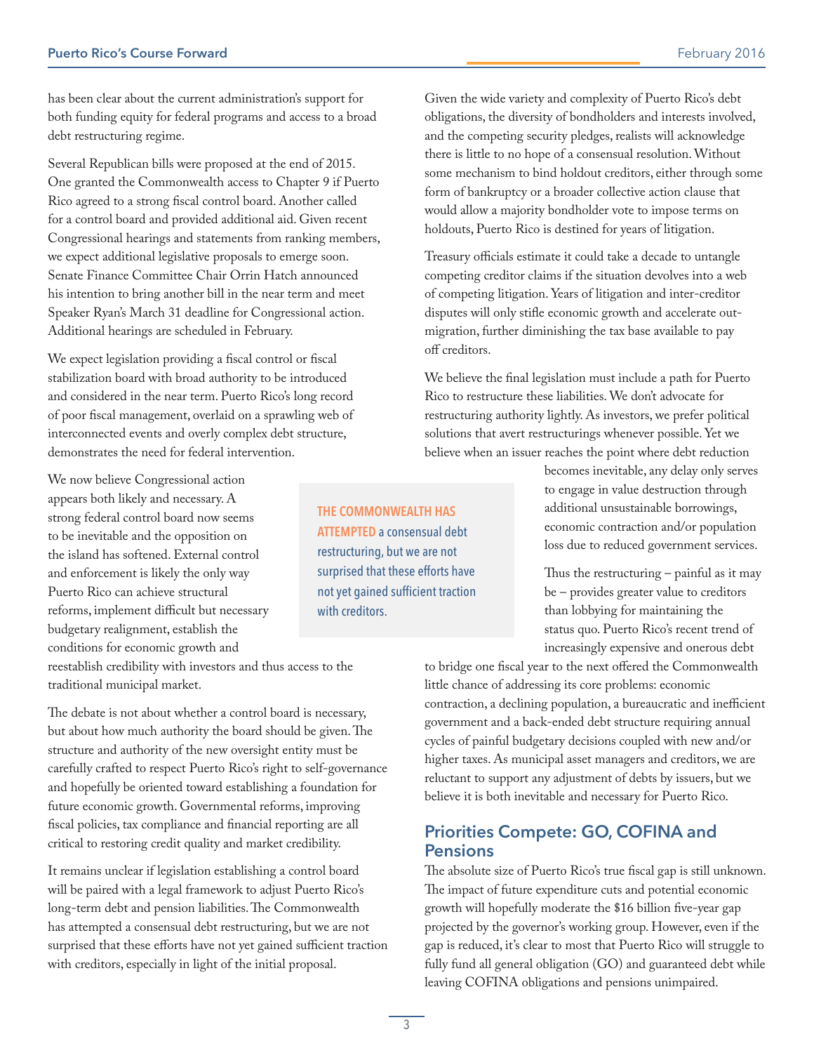has been clear about the current administration's support for both funding equity for federal programs and access to a broad debt restructuring regime.

Several Republican bills were proposed at the end of 2015. One granted the Commonwealth access to Chapter 9 if Puerto Rico agreed to a strong fiscal control board. Another called for a control board and provided additional aid. Given recent Congressional hearings and statements from ranking members, we expect additional legislative proposals to emerge soon. Senate Finance Committee Chair Orrin Hatch announced his intention to bring another bill in the near term and meet Speaker Ryan's March 31 deadline for Congressional action. Additional hearings are scheduled in February.

We expect legislation providing a fiscal control or fiscal stabilization board with broad authority to be introduced and considered in the near term. Puerto Rico's long record of poor fiscal management, overlaid on a sprawling web of interconnected events and overly complex debt structure, demonstrates the need for federal intervention.

We now believe Congressional action appears both likely and necessary. A strong federal control board now seems to be inevitable and the opposition on the island has softened. External control and enforcement is likely the only way Puerto Rico can achieve structural reforms, implement difficult but necessary budgetary realignment, establish the conditions for economic growth and reestablish credibility with investors and thus access to the traditional municipal market.

The debate is not about whether a control board is necessary, but about how much authority the board should be given. The structure and authority of the new oversight entity must be carefully crafted to respect Puerto Rico's right to self-governance and hopefully be oriented toward establishing a foundation for future economic growth. Governmental reforms, improving fiscal policies, tax compliance and financial reporting are all critical to restoring credit quality and market credibility.

It remains unclear if legislation establishing a control board will be paired with a legal framework to adjust Puerto Rico's long-term debt and pension liabilities. The Commonwealth has attempted a consensual debt restructuring, but we are not surprised that these efforts have not yet gained sufficient traction with creditors, especially in light of the initial proposal.

Given the wide variety and complexity of Puerto Rico's debt obligations, the diversity of bondholders and interests involved, and the competing security pledges, realists will acknowledge there is little to no hope of a consensual resolution. Without some mechanism to bind holdout creditors, either through some form of bankruptcy or a broader collective action clause that would allow a majority bondholder vote to impose terms on holdouts, Puerto Rico is destined for years of litigation.

Treasury officials estimate it could take a decade to untangle competing creditor claims if the situation devolves into a web of competing litigation. Years of litigation and inter-creditor disputes will only stifle economic growth and accelerate out-migration, further diminishing the tax base available to pay off creditors.

We believe the final legislation must include a path for Puerto Rico to restructure these liabilities. We don't advocate for restructuring authority lightly. As investors, we prefer political solutions that avert restructurings whenever possible. Yet we believe when an issuer reaches the point where debt reduction becomes inevitable, any delay only serves to engage in value destruction through additional unsustainable borrowings, economic contraction and/or population loss due to reduced government services.

> **THE COMMONWEALTH HAS ATTEMPTED** a consensual debt restructuring, but we are not surprised that these efforts have not yet gained sufficient traction with creditors.

Thus the restructuring – painful as it may be – provides greater value to creditors than lobbying for maintaining the status quo. Puerto Rico's recent trend of increasingly expensive and onerous debt to bridge one fiscal year to the next offered the Commonwealth little chance of addressing its core problems: economic contraction, a declining population, a bureaucratic and inefficient government and a back-ended debt structure requiring annual cycles of painful budgetary decisions coupled with new and/or higher taxes. As municipal asset managers and creditors, we are reluctant to support any adjustment of debts by issuers, but we believe it is both inevitable and necessary for Puerto Rico.

## Priorities Compete: GO, COFINA and Pensions

The absolute size of Puerto Rico's true fiscal gap is still unknown. The impact of future expenditure cuts and potential economic growth will hopefully moderate the $16 billion five-year gap projected by the governor's working group. However, even if the gap is reduced, it's clear to most that Puerto Rico will struggle to fully fund all general obligation (GO) and guaranteed debt while leaving COFINA obligations and pensions unimpaired.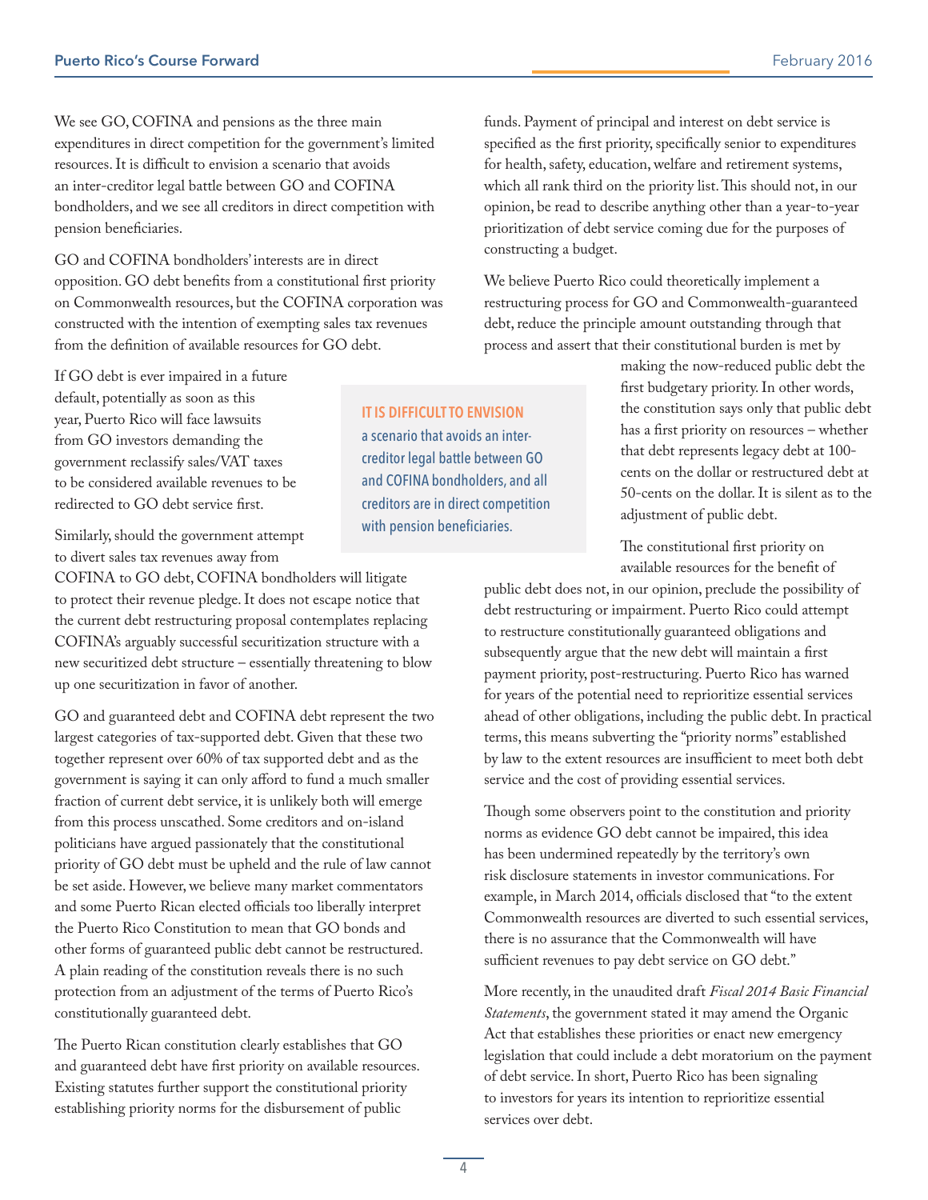We see GO, COFINA and pensions as the three main expenditures in direct competition for the government's limited resources. It is difficult to envision a scenario that avoids an inter-creditor legal battle between GO and COFINA bondholders, and we see all creditors in direct competition with pension beneficiaries.

GO and COFINA bondholders' interests are in direct opposition. GO debt benefits from a constitutional first priority on Commonwealth resources, but the COFINA corporation was constructed with the intention of exempting sales tax revenues from the definition of available resources for GO debt.

If GO debt is ever impaired in a future default, potentially as soon as this year, Puerto Rico will face lawsuits from GO investors demanding the government reclassify sales/VAT taxes to be considered available revenues to be redirected to GO debt service first.

> **IT IS DIFFICULT TO ENVISION** a scenario that avoids an inter-creditor legal battle between GO and COFINA bondholders, and all creditors are in direct competition with pension beneficiaries.

Similarly, should the government attempt to divert sales tax revenues away from COFINA to GO debt, COFINA bondholders will litigate to protect their revenue pledge. It does not escape notice that the current debt restructuring proposal contemplates replacing COFINA's arguably successful securitization structure with a new securitized debt structure – essentially threatening to blow up one securitization in favor of another.

GO and guaranteed debt and COFINA debt represent the two largest categories of tax-supported debt. Given that these two together represent over 60% of tax supported debt and as the government is saying it can only afford to fund a much smaller fraction of current debt service, it is unlikely both will emerge from this process unscathed. Some creditors and on-island politicians have argued passionately that the constitutional priority of GO debt must be upheld and the rule of law cannot be set aside. However, we believe many market commentators and some Puerto Rican elected officials too liberally interpret the Puerto Rico Constitution to mean that GO bonds and other forms of guaranteed public debt cannot be restructured. A plain reading of the constitution reveals there is no such protection from an adjustment of the terms of Puerto Rico's constitutionally guaranteed debt.

The Puerto Rican constitution clearly establishes that GO and guaranteed debt have first priority on available resources. Existing statutes further support the constitutional priority establishing priority norms for the disbursement of public funds. Payment of principal and interest on debt service is specified as the first priority, specifically senior to expenditures for health, safety, education, welfare and retirement systems, which all rank third on the priority list. This should not, in our opinion, be read to describe anything other than a year-to-year prioritization of debt service coming due for the purposes of constructing a budget.

We believe Puerto Rico could theoretically implement a restructuring process for GO and Commonwealth-guaranteed debt, reduce the principle amount outstanding through that process and assert that their constitutional burden is met by making the now-reduced public debt the first budgetary priority. In other words, the constitution says only that public debt has a first priority on resources – whether that debt represents legacy debt at 100-cents on the dollar or restructured debt at 50-cents on the dollar. It is silent as to the adjustment of public debt.

The constitutional first priority on available resources for the benefit of public debt does not, in our opinion, preclude the possibility of debt restructuring or impairment. Puerto Rico could attempt to restructure constitutionally guaranteed obligations and subsequently argue that the new debt will maintain a first payment priority, post-restructuring. Puerto Rico has warned for years of the potential need to reprioritize essential services ahead of other obligations, including the public debt. In practical terms, this means subverting the "priority norms" established by law to the extent resources are insufficient to meet both debt service and the cost of providing essential services.

Though some observers point to the constitution and priority norms as evidence GO debt cannot be impaired, this idea has been undermined repeatedly by the territory's own risk disclosure statements in investor communications. For example, in March 2014, officials disclosed that "to the extent Commonwealth resources are diverted to such essential services, there is no assurance that the Commonwealth will have sufficient revenues to pay debt service on GO debt."

More recently, in the unaudited draft *Fiscal 2014 Basic Financial Statements*, the government stated it may amend the Organic Act that establishes these priorities or enact new emergency legislation that could include a debt moratorium on the payment of debt service. In short, Puerto Rico has been signaling to investors for years its intention to reprioritize essential services over debt.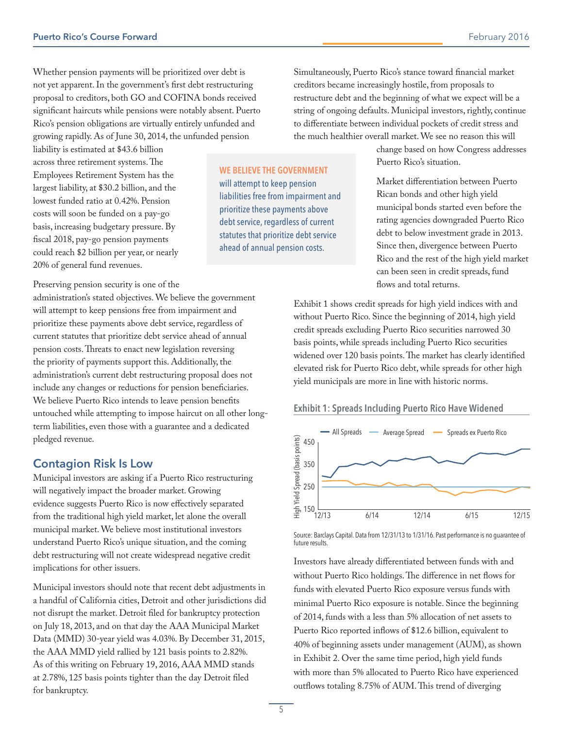Whether pension payments will be prioritized over debt is not yet apparent. In the government's first debt restructuring proposal to creditors, both GO and COFINA bonds received significant haircuts while pensions were notably absent. Puerto Rico's pension obligations are virtually entirely unfunded and growing rapidly. As of June 30, 2014, the unfunded pension liability is estimated at $43.6 billion across three retirement systems. The Employees Retirement System has the largest liability, at $30.2 billion, and the lowest funded ratio at 0.42%. Pension costs will soon be funded on a pay-go basis, increasing budgetary pressure. By fiscal 2018, pay-go pension payments could reach $2 billion per year, or nearly 20% of general fund revenues.

> **WE BELIEVE THE GOVERNMENT** will attempt to keep pension liabilities free from impairment and prioritize these payments above debt service, regardless of current statutes that prioritize debt service ahead of annual pension costs.

Preserving pension security is one of the administration's stated objectives. We believe the government will attempt to keep pensions free from impairment and prioritize these payments above debt service, regardless of current statutes that prioritize debt service ahead of annual pension costs. Threats to enact new legislation reversing the priority of payments support this. Additionally, the administration's current debt restructuring proposal does not include any changes or reductions for pension beneficiaries. We believe Puerto Rico intends to leave pension benefits untouched while attempting to impose haircut on all other long-term liabilities, even those with a guarantee and a dedicated pledged revenue.

## Contagion Risk Is Low

Municipal investors are asking if a Puerto Rico restructuring will negatively impact the broader market. Growing evidence suggests Puerto Rico is now effectively separated from the traditional high yield market, let alone the overall municipal market. We believe most institutional investors understand Puerto Rico's unique situation, and the coming debt restructuring will not create widespread negative credit implications for other issuers.

Municipal investors should note that recent debt adjustments in a handful of California cities, Detroit and other jurisdictions did not disrupt the market. Detroit filed for bankruptcy protection on July 18, 2013, and on that day the AAA Municipal Market Data (MMD) 30-year yield was 4.03%. By December 31, 2015, the AAA MMD yield rallied by 121 basis points to 2.82%. As of this writing on February 19, 2016, AAA MMD stands at 2.78%, 125 basis points tighter than the day Detroit filed for bankruptcy.

Simultaneously, Puerto Rico's stance toward financial market creditors became increasingly hostile, from proposals to restructure debt and the beginning of what we expect will be a string of ongoing defaults. Municipal investors, rightly, continue to differentiate between individual pockets of credit stress and the much healthier overall market. We see no reason this will change based on how Congress addresses Puerto Rico's situation.

Market differentiation between Puerto Rican bonds and other high yield municipal bonds started even before the rating agencies downgraded Puerto Rico debt to below investment grade in 2013. Since then, divergence between Puerto Rico and the rest of the high yield market can been seen in credit spreads, fund flows and total returns.

Exhibit 1 shows credit spreads for high yield indices with and without Puerto Rico. Since the beginning of 2014, high yield credit spreads excluding Puerto Rico securities narrowed 30 basis points, while spreads including Puerto Rico securities widened over 120 basis points. The market has clearly identified elevated risk for Puerto Rico debt, while spreads for other high yield municipals are more in line with historic norms.

**Exhibit 1: Spreads Including Puerto Rico Have Widened**

Source: Barclays Capital. Data from 12/31/13 to 1/31/16. Past performance is no guarantee of future results.

Investors have already differentiated between funds with and without Puerto Rico holdings. The difference in net flows for funds with elevated Puerto Rico exposure versus funds with minimal Puerto Rico exposure is notable. Since the beginning of 2014, funds with a less than 5% allocation of net assets to Puerto Rico reported inflows of $12.6 billion, equivalent to 40% of beginning assets under management (AUM), as shown in Exhibit 2. Over the same time period, high yield funds with more than 5% allocated to Puerto Rico have experienced outflows totaling 8.75% of AUM. This trend of diverging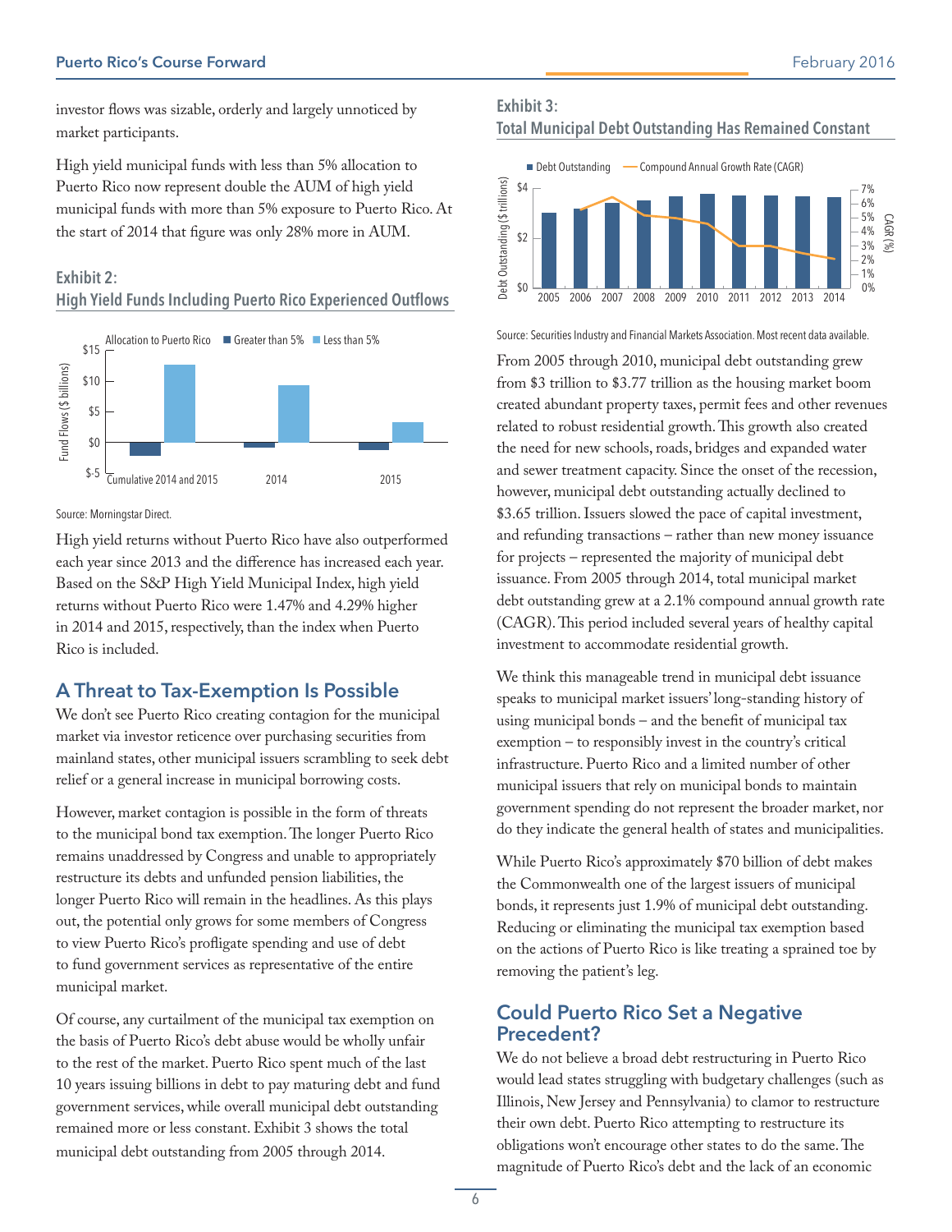investor flows was sizable, orderly and largely unnoticed by market participants.

High yield municipal funds with less than 5% allocation to Puerto Rico now represent double the AUM of high yield municipal funds with more than 5% exposure to Puerto Rico. At the start of 2014 that figure was only 28% more in AUM.

**Exhibit 2:**
**High Yield Funds Including Puerto Rico Experienced Outflows**

Source: Morningstar Direct.

High yield returns without Puerto Rico have also outperformed each year since 2013 and the difference has increased each year. Based on the S&P High Yield Municipal Index, high yield returns without Puerto Rico were 1.47% and 4.29% higher in 2014 and 2015, respectively, than the index when Puerto Rico is included.

## A Threat to Tax-Exemption Is Possible

We don't see Puerto Rico creating contagion for the municipal market via investor reticence over purchasing securities from mainland states, other municipal issuers scrambling to seek debt relief or a general increase in municipal borrowing costs.

However, market contagion is possible in the form of threats to the municipal bond tax exemption. The longer Puerto Rico remains unaddressed by Congress and unable to appropriately restructure its debts and unfunded pension liabilities, the longer Puerto Rico will remain in the headlines. As this plays out, the potential only grows for some members of Congress to view Puerto Rico's profligate spending and use of debt to fund government services as representative of the entire municipal market.

Of course, any curtailment of the municipal tax exemption on the basis of Puerto Rico's debt abuse would be wholly unfair to the rest of the market. Puerto Rico spent much of the last 10 years issuing billions in debt to pay maturing debt and fund government services, while overall municipal debt outstanding remained more or less constant. Exhibit 3 shows the total municipal debt outstanding from 2005 through 2014.

**Exhibit 3:**
**Total Municipal Debt Outstanding Has Remained Constant**

Source: Securities Industry and Financial Markets Association. Most recent data available.

From 2005 through 2010, municipal debt outstanding grew from $3 trillion to $3.77 trillion as the housing market boom created abundant property taxes, permit fees and other revenues related to robust residential growth. This growth also created the need for new schools, roads, bridges and expanded water and sewer treatment capacity. Since the onset of the recession, however, municipal debt outstanding actually declined to $3.65 trillion. Issuers slowed the pace of capital investment, and refunding transactions – rather than new money issuance for projects – represented the majority of municipal debt issuance. From 2005 through 2014, total municipal market debt outstanding grew at a 2.1% compound annual growth rate (CAGR). This period included several years of healthy capital investment to accommodate residential growth.

We think this manageable trend in municipal debt issuance speaks to municipal market issuers' long-standing history of using municipal bonds – and the benefit of municipal tax exemption – to responsibly invest in the country's critical infrastructure. Puerto Rico and a limited number of other municipal issuers that rely on municipal bonds to maintain government spending do not represent the broader market, nor do they indicate the general health of states and municipalities.

While Puerto Rico's approximately $70 billion of debt makes the Commonwealth one of the largest issuers of municipal bonds, it represents just 1.9% of municipal debt outstanding. Reducing or eliminating the municipal tax exemption based on the actions of Puerto Rico is like treating a sprained toe by removing the patient's leg.

## Could Puerto Rico Set a Negative Precedent?

We do not believe a broad debt restructuring in Puerto Rico would lead states struggling with budgetary challenges (such as Illinois, New Jersey and Pennsylvania) to clamor to restructure their own debt. Puerto Rico attempting to restructure its obligations won't encourage other states to do the same. The magnitude of Puerto Rico's debt and the lack of an economic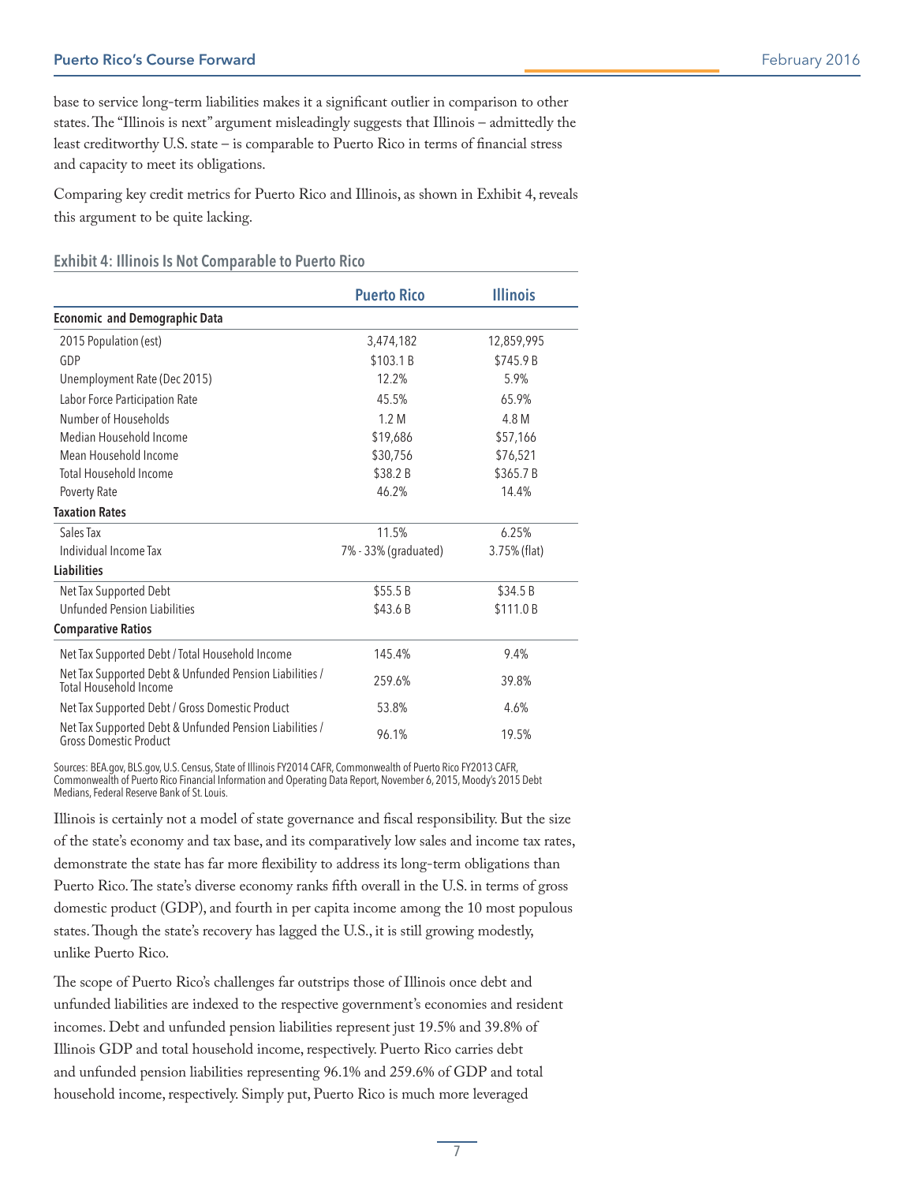base to service long-term liabilities makes it a significant outlier in comparison to other states. The "Illinois is next" argument misleadingly suggests that Illinois – admittedly the least creditworthy U.S. state – is comparable to Puerto Rico in terms of financial stress and capacity to meet its obligations.

Comparing key credit metrics for Puerto Rico and Illinois, as shown in Exhibit 4, reveals this argument to be quite lacking.

### Exhibit 4: Illinois Is Not Comparable to Puerto Rico

| | Puerto Rico | Illinois |
|---|---|---|
| **Economic and Demographic Data** | | |
| 2015 Population (est) | 3,474,182 | 12,859,995 |
| GDP | $103.1 B | $745.9 B |
| Unemployment Rate (Dec 2015) | 12.2% | 5.9% |
| Labor Force Participation Rate | 45.5% | 65.9% |
| Number of Households | 1.2 M | 4.8 M |
| Median Household Income | $19,686 | $57,166 |
| Mean Household Income | $30,756 | $76,521 |
| Total Household Income | $38.2 B | $365.7 B |
| Poverty Rate | 46.2% | 14.4% |
| **Taxation Rates** | | |
| Sales Tax | 11.5% | 6.25% |
| Individual Income Tax | 7% - 33% (graduated) | 3.75% (flat) |
| **Liabilities** | | |
| Net Tax Supported Debt | $55.5 B | $34.5 B |
| Unfunded Pension Liabilities | $43.6 B | $111.0 B |
| **Comparative Ratios** | | |
| Net Tax Supported Debt / Total Household Income | 145.4% | 9.4% |
| Net Tax Supported Debt & Unfunded Pension Liabilities / Total Household Income | 259.6% | 39.8% |
| Net Tax Supported Debt / Gross Domestic Product | 53.8% | 4.6% |
| Net Tax Supported Debt & Unfunded Pension Liabilities / Gross Domestic Product | 96.1% | 19.5% |

Sources: BEA.gov, BLS.gov, U.S. Census, State of Illinois FY2014 CAFR, Commonwealth of Puerto Rico FY2013 CAFR, Commonwealth of Puerto Rico Financial Information and Operating Data Report, November 6, 2015, Moody's 2015 Debt Medians, Federal Reserve Bank of St. Louis.

Illinois is certainly not a model of state governance and fiscal responsibility. But the size of the state's economy and tax base, and its comparatively low sales and income tax rates, demonstrate the state has far more flexibility to address its long-term obligations than Puerto Rico. The state's diverse economy ranks fifth overall in the U.S. in terms of gross domestic product (GDP), and fourth in per capita income among the 10 most populous states. Though the state's recovery has lagged the U.S., it is still growing modestly, unlike Puerto Rico.

The scope of Puerto Rico's challenges far outstrips those of Illinois once debt and unfunded liabilities are indexed to the respective government's economies and resident incomes. Debt and unfunded pension liabilities represent just 19.5% and 39.8% of Illinois GDP and total household income, respectively. Puerto Rico carries debt and unfunded pension liabilities representing 96.1% and 259.6% of GDP and total household income, respectively. Simply put, Puerto Rico is much more leveraged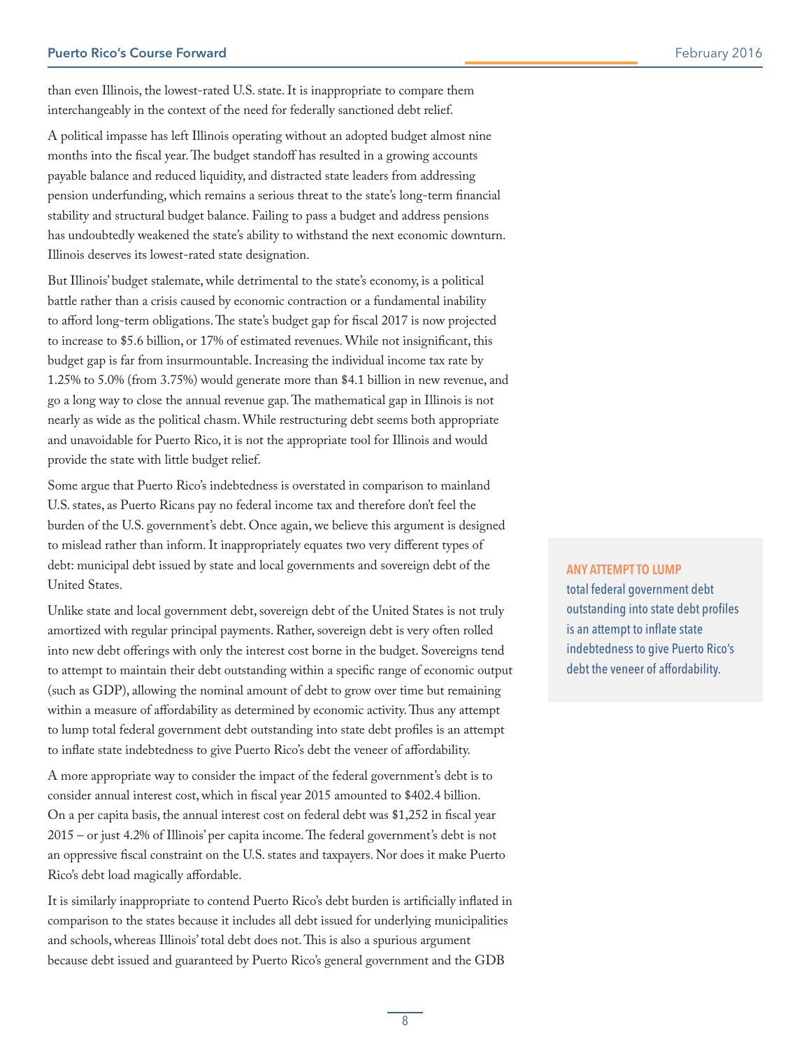than even Illinois, the lowest-rated U.S. state. It is inappropriate to compare them interchangeably in the context of the need for federally sanctioned debt relief.

A political impasse has left Illinois operating without an adopted budget almost nine months into the fiscal year. The budget standoff has resulted in a growing accounts payable balance and reduced liquidity, and distracted state leaders from addressing pension underfunding, which remains a serious threat to the state's long-term financial stability and structural budget balance. Failing to pass a budget and address pensions has undoubtedly weakened the state's ability to withstand the next economic downturn. Illinois deserves its lowest-rated state designation.

But Illinois' budget stalemate, while detrimental to the state's economy, is a political battle rather than a crisis caused by economic contraction or a fundamental inability to afford long-term obligations. The state's budget gap for fiscal 2017 is now projected to increase to $5.6 billion, or 17% of estimated revenues. While not insignificant, this budget gap is far from insurmountable. Increasing the individual income tax rate by 1.25% to 5.0% (from 3.75%) would generate more than $4.1 billion in new revenue, and go a long way to close the annual revenue gap. The mathematical gap in Illinois is not nearly as wide as the political chasm. While restructuring debt seems both appropriate and unavoidable for Puerto Rico, it is not the appropriate tool for Illinois and would provide the state with little budget relief.

Some argue that Puerto Rico's indebtedness is overstated in comparison to mainland U.S. states, as Puerto Ricans pay no federal income tax and therefore don't feel the burden of the U.S. government's debt. Once again, we believe this argument is designed to mislead rather than inform. It inappropriately equates two very different types of debt: municipal debt issued by state and local governments and sovereign debt of the United States.

Unlike state and local government debt, sovereign debt of the United States is not truly amortized with regular principal payments. Rather, sovereign debt is very often rolled into new debt offerings with only the interest cost borne in the budget. Sovereigns tend to attempt to maintain their debt outstanding within a specific range of economic output (such as GDP), allowing the nominal amount of debt to grow over time but remaining within a measure of affordability as determined by economic activity. Thus any attempt to lump total federal government debt outstanding into state debt profiles is an attempt to inflate state indebtedness to give Puerto Rico's debt the veneer of affordability.

> **ANY ATTEMPT TO LUMP** total federal government debt outstanding into state debt profiles is an attempt to inflate state indebtedness to give Puerto Rico's debt the veneer of affordability.

A more appropriate way to consider the impact of the federal government's debt is to consider annual interest cost, which in fiscal year 2015 amounted to $402.4 billion. On a per capita basis, the annual interest cost on federal debt was $1,252 in fiscal year 2015 – or just 4.2% of Illinois' per capita income. The federal government's debt is not an oppressive fiscal constraint on the U.S. states and taxpayers. Nor does it make Puerto Rico's debt load magically affordable.

It is similarly inappropriate to contend Puerto Rico's debt burden is artificially inflated in comparison to the states because it includes all debt issued for underlying municipalities and schools, whereas Illinois' total debt does not. This is also a spurious argument because debt issued and guaranteed by Puerto Rico's general government and the GDB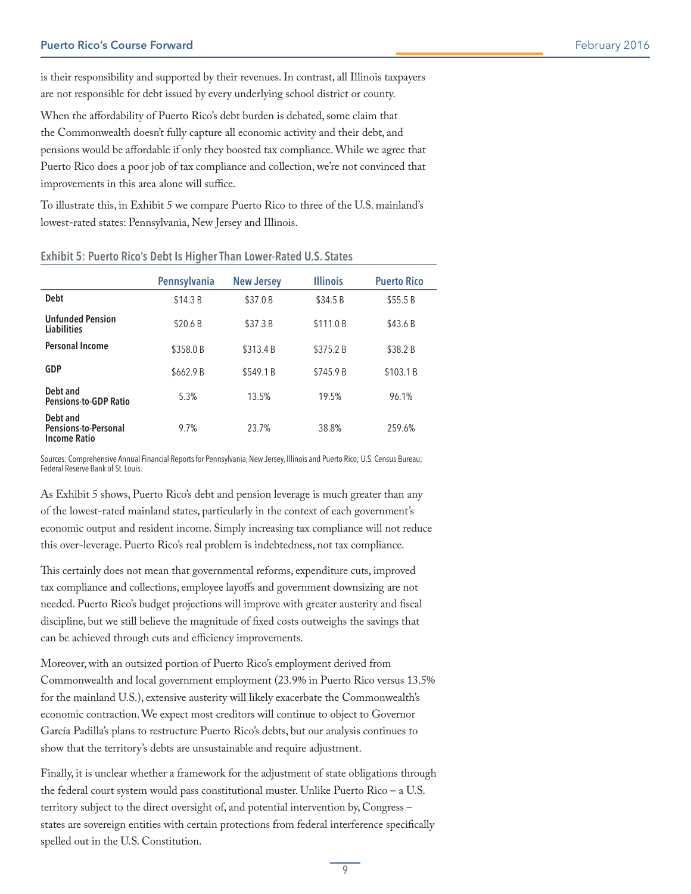is their responsibility and supported by their revenues. In contrast, all Illinois taxpayers are not responsible for debt issued by every underlying school district or county.

When the affordability of Puerto Rico's debt burden is debated, some claim that the Commonwealth doesn't fully capture all economic activity and their debt, and pensions would be affordable if only they boosted tax compliance. While we agree that Puerto Rico does a poor job of tax compliance and collection, we're not convinced that improvements in this area alone will suffice.

To illustrate this, in Exhibit 5 we compare Puerto Rico to three of the U.S. mainland's lowest-rated states: Pennsylvania, New Jersey and Illinois.

### Exhibit 5: Puerto Rico's Debt Is Higher Than Lower-Rated U.S. States

| | Pennsylvania | New Jersey | Illinois | Puerto Rico |
|---|---|---|---|---|
| **Debt** | $14.3 B | $37.0 B | $34.5 B | $55.5 B |
| **Unfunded Pension Liabilities** | $20.6 B | $37.3 B | $111.0 B | $43.6 B |
| **Personal Income** | $358.0 B | $313.4 B | $375.2 B | $38.2 B |
| **GDP** | $662.9 B | $549.1 B | $745.9 B | $103.1 B |
| **Debt and Pensions-to-GDP Ratio** | 5.3% | 13.5% | 19.5% | 96.1% |
| **Debt and Pensions-to-Personal Income Ratio** | 9.7% | 23.7% | 38.8% | 259.6% |

Sources: Comprehensive Annual Financial Reports for Pennsylvania, New Jersey, Illinois and Puerto Rico; U.S. Census Bureau; Federal Reserve Bank of St. Louis.

As Exhibit 5 shows, Puerto Rico's debt and pension leverage is much greater than any of the lowest-rated mainland states, particularly in the context of each government's economic output and resident income. Simply increasing tax compliance will not reduce this over-leverage. Puerto Rico's real problem is indebtedness, not tax compliance.

This certainly does not mean that governmental reforms, expenditure cuts, improved tax compliance and collections, employee layoffs and government downsizing are not needed. Puerto Rico's budget projections will improve with greater austerity and fiscal discipline, but we still believe the magnitude of fixed costs outweighs the savings that can be achieved through cuts and efficiency improvements.

Moreover, with an outsized portion of Puerto Rico's employment derived from Commonwealth and local government employment (23.9% in Puerto Rico versus 13.5% for the mainland U.S.), extensive austerity will likely exacerbate the Commonwealth's economic contraction. We expect most creditors will continue to object to Governor García Padilla's plans to restructure Puerto Rico's debts, but our analysis continues to show that the territory's debts are unsustainable and require adjustment.

Finally, it is unclear whether a framework for the adjustment of state obligations through the federal court system would pass constitutional muster. Unlike Puerto Rico – a U.S. territory subject to the direct oversight of, and potential intervention by, Congress – states are sovereign entities with certain protections from federal interference specifically spelled out in the U.S. Constitution.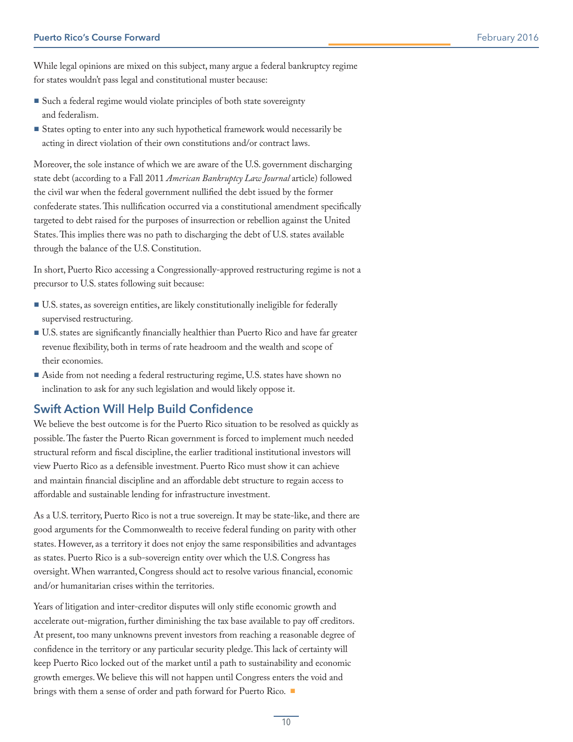While legal opinions are mixed on this subject, many argue a federal bankruptcy regime for states wouldn't pass legal and constitutional muster because:

- Such a federal regime would violate principles of both state sovereignty and federalism.
- States opting to enter into any such hypothetical framework would necessarily be acting in direct violation of their own constitutions and/or contract laws.

Moreover, the sole instance of which we are aware of the U.S. government discharging state debt (according to a Fall 2011 *American Bankruptcy Law Journal* article) followed the civil war when the federal government nullified the debt issued by the former confederate states. This nullification occurred via a constitutional amendment specifically targeted to debt raised for the purposes of insurrection or rebellion against the United States. This implies there was no path to discharging the debt of U.S. states available through the balance of the U.S. Constitution.

In short, Puerto Rico accessing a Congressionally-approved restructuring regime is not a precursor to U.S. states following suit because:

- U.S. states, as sovereign entities, are likely constitutionally ineligible for federally supervised restructuring.
- U.S. states are significantly financially healthier than Puerto Rico and have far greater revenue flexibility, both in terms of rate headroom and the wealth and scope of their economies.
- Aside from not needing a federal restructuring regime, U.S. states have shown no inclination to ask for any such legislation and would likely oppose it.

## Swift Action Will Help Build Confidence

We believe the best outcome is for the Puerto Rico situation to be resolved as quickly as possible. The faster the Puerto Rican government is forced to implement much needed structural reform and fiscal discipline, the earlier traditional institutional investors will view Puerto Rico as a defensible investment. Puerto Rico must show it can achieve and maintain financial discipline and an affordable debt structure to regain access to affordable and sustainable lending for infrastructure investment.

As a U.S. territory, Puerto Rico is not a true sovereign. It may be state-like, and there are good arguments for the Commonwealth to receive federal funding on parity with other states. However, as a territory it does not enjoy the same responsibilities and advantages as states. Puerto Rico is a sub-sovereign entity over which the U.S. Congress has oversight. When warranted, Congress should act to resolve various financial, economic and/or humanitarian crises within the territories.

Years of litigation and inter-creditor disputes will only stifle economic growth and accelerate out-migration, further diminishing the tax base available to pay off creditors. At present, too many unknowns prevent investors from reaching a reasonable degree of confidence in the territory or any particular security pledge. This lack of certainty will keep Puerto Rico locked out of the market until a path to sustainability and economic growth emerges. We believe this will not happen until Congress enters the void and brings with them a sense of order and path forward for Puerto Rico. ■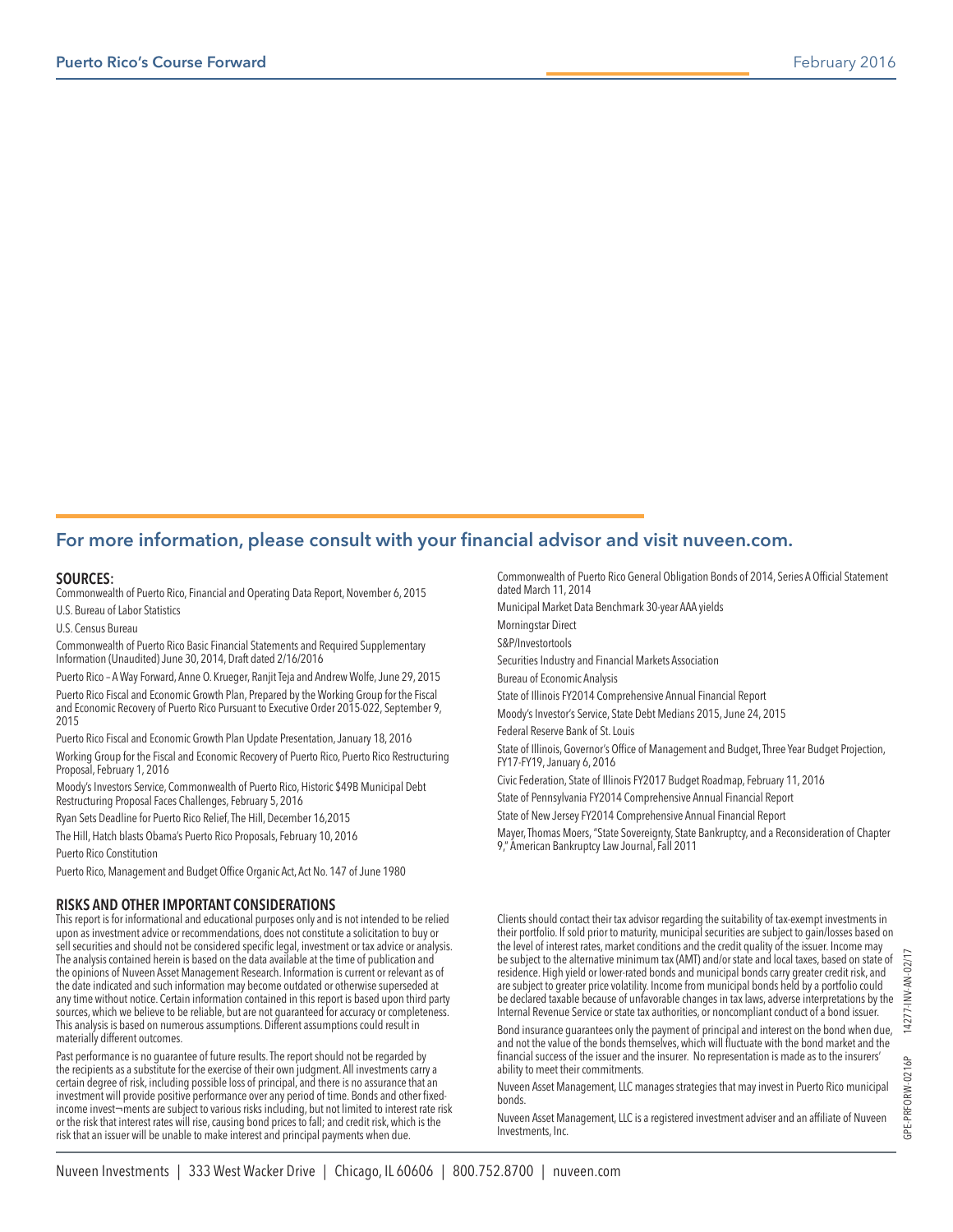## For more information, please consult with your financial advisor and visit nuveen.com.

**SOURCES:**

Commonwealth of Puerto Rico, Financial and Operating Data Report, November 6, 2015

U.S. Bureau of Labor Statistics

U.S. Census Bureau

Commonwealth of Puerto Rico Basic Financial Statements and Required Supplementary Information (Unaudited) June 30, 2014, Draft dated 2/16/2016

Puerto Rico – A Way Forward, Anne O. Krueger, Ranjit Teja and Andrew Wolfe, June 29, 2015

Puerto Rico Fiscal and Economic Growth Plan, Prepared by the Working Group for the Fiscal and Economic Recovery of Puerto Rico Pursuant to Executive Order 2015-022, September 9, 2015

Puerto Rico Fiscal and Economic Growth Plan Update Presentation, January 18, 2016

Working Group for the Fiscal and Economic Recovery of Puerto Rico, Puerto Rico Restructuring Proposal, February 1, 2016

Moody's Investors Service, Commonwealth of Puerto Rico, Historic $49B Municipal Debt Restructuring Proposal Faces Challenges, February 5, 2016

Ryan Sets Deadline for Puerto Rico Relief, The Hill, December 16,2015

The Hill, Hatch blasts Obama's Puerto Rico Proposals, February 10, 2016

Puerto Rico Constitution

Puerto Rico, Management and Budget Office Organic Act, Act No. 147 of June 1980

Commonwealth of Puerto Rico General Obligation Bonds of 2014, Series A Official Statement dated March 11, 2014

Municipal Market Data Benchmark 30-year AAA yields

Morningstar Direct

S&P/Investortools

Securities Industry and Financial Markets Association

Bureau of Economic Analysis

State of Illinois FY2014 Comprehensive Annual Financial Report

Moody's Investor's Service, State Debt Medians 2015, June 24, 2015

Federal Reserve Bank of St. Louis

State of Illinois, Governor's Office of Management and Budget, Three Year Budget Projection, FY17-FY19, January 6, 2016

Civic Federation, State of Illinois FY2017 Budget Roadmap, February 11, 2016

State of Pennsylvania FY2014 Comprehensive Annual Financial Report

State of New Jersey FY2014 Comprehensive Annual Financial Report

Mayer, Thomas Moers, "State Sovereignty, State Bankruptcy, and a Reconsideration of Chapter 9," American Bankruptcy Law Journal, Fall 2011

**RISKS AND OTHER IMPORTANT CONSIDERATIONS**

This report is for informational and educational purposes only and is not intended to be relied upon as investment advice or recommendations, does not constitute a solicitation to buy or sell securities and should not be considered specific legal, investment or tax advice or analysis. The analysis contained herein is based on the data available at the time of publication and the opinions of Nuveen Asset Management Research. Information is current or relevant as of the date indicated and such information may become outdated or otherwise superseded at any time without notice. Certain information contained in this report is based upon third party sources, which we believe to be reliable, but are not guaranteed for accuracy or completeness. This analysis is based on numerous assumptions. Different assumptions could result in materially different outcomes.

Past performance is no guarantee of future results. The report should not be regarded by the recipients as a substitute for the exercise of their own judgment. All investments carry a certain degree of risk, including possible loss of principal, and there is no assurance that an investment will provide positive performance over any period of time. Bonds and other fixed-income invest¬ments are subject to various risks including, but not limited to interest rate risk or the risk that interest rates will rise, causing bond prices to fall; and credit risk, which is the risk that an issuer will be unable to make interest and principal payments when due.

Clients should contact their tax advisor regarding the suitability of tax-exempt investments in their portfolio. If sold prior to maturity, municipal securities are subject to gain/losses based on the level of interest rates, market conditions and the credit quality of the issuer. Income may be subject to the alternative minimum tax (AMT) and/or state and local taxes, based on state of residence. High yield or lower-rated bonds and municipal bonds carry greater credit risk, and are subject to greater price volatility. Income from municipal bonds held by a portfolio could be declared taxable because of unfavorable changes in tax laws, adverse interpretations by the Internal Revenue Service or state tax authorities, or noncompliant conduct of a bond issuer.

Bond insurance guarantees only the payment of principal and interest on the bond when due, and not the value of the bonds themselves, which will fluctuate with the bond market and the financial success of the issuer and the insurer. No representation is made as to the insurers' ability to meet their commitments.

Nuveen Asset Management, LLC manages strategies that may invest in Puerto Rico municipal bonds.

Nuveen Asset Management, LLC is a registered investment adviser and an affiliate of Nuveen Investments, Inc.

GPE-PRFORW-0216P 14277-INV-AN-02/17

Nuveen Investments | 333 West Wacker Drive | Chicago, IL 60606 | 800.752.8700 | nuveen.com